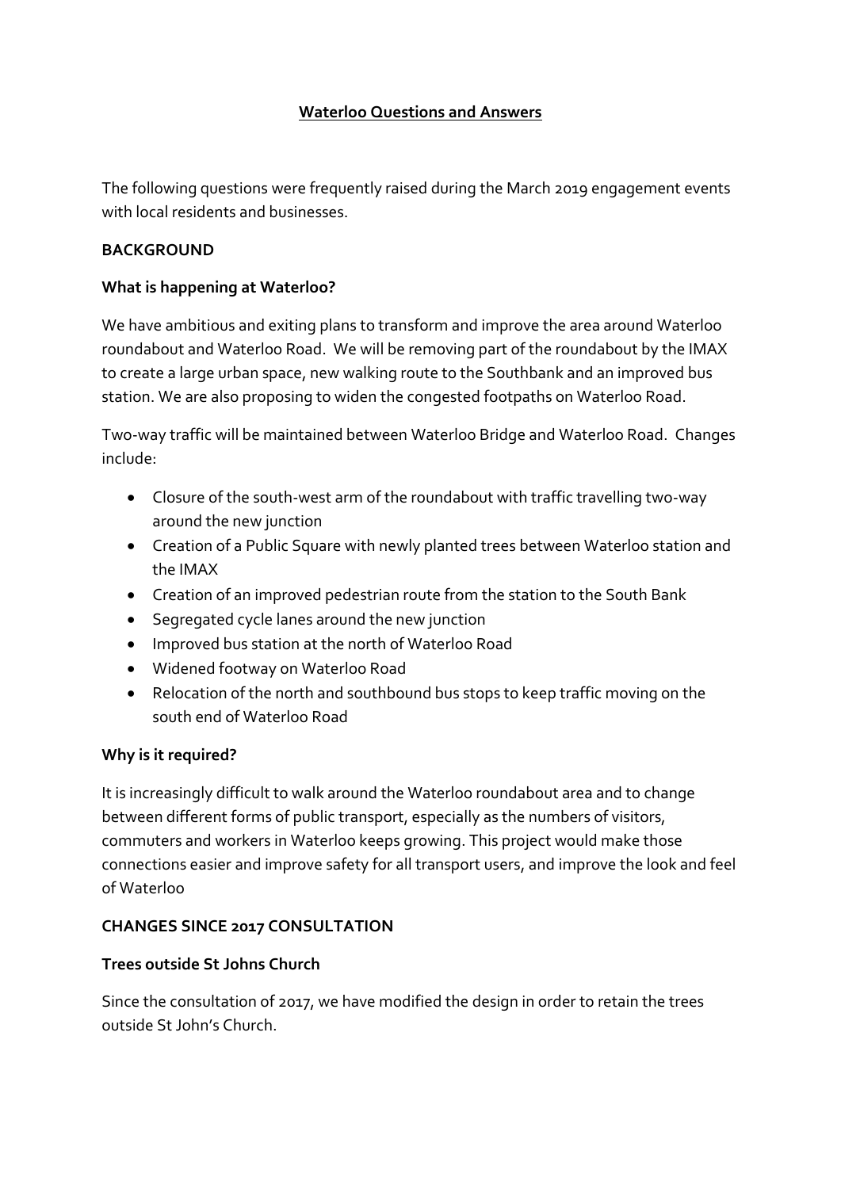# Waterloo Questions and Answers

The following questions were frequently raised during the March 2019 engagement events with local residents and businesses.

## BACKGROUND

### What is happening at Waterloo?

We have ambitious and exiting plans to transform and improve the area around Waterloo roundabout and Waterloo Road. We will be removing part of the roundabout by the IMAX to create a large urban space, new walking route to the Southbank and an improved bus station. We are also proposing to widen the congested footpaths on Waterloo Road.

Two-way traffic will be maintained between Waterloo Bridge and Waterloo Road. Changes include:

- Closure of the south-west arm of the roundabout with traffic travelling two-way around the new junction
- Creation of a Public Square with newly planted trees between Waterloo station and the IMAX
- Creation of an improved pedestrian route from the station to the South Bank
- Segregated cycle lanes around the new junction
- Improved bus station at the north of Waterloo Road
- Widened footway on Waterloo Road
- Relocation of the north and southbound bus stops to keep traffic moving on the south end of Waterloo Road

### Why is it required?

It is increasingly difficult to walk around the Waterloo roundabout area and to change between different forms of public transport, especially as the numbers of visitors, commuters and workers in Waterloo keeps growing. This project would make those connections easier and improve safety for all transport users, and improve the look and feel of Waterloo

## CHANGES SINCE 2017 CONSULTATION

### Trees outside St Johns Church

Since the consultation of 2017, we have modified the design in order to retain the trees outside St John's Church.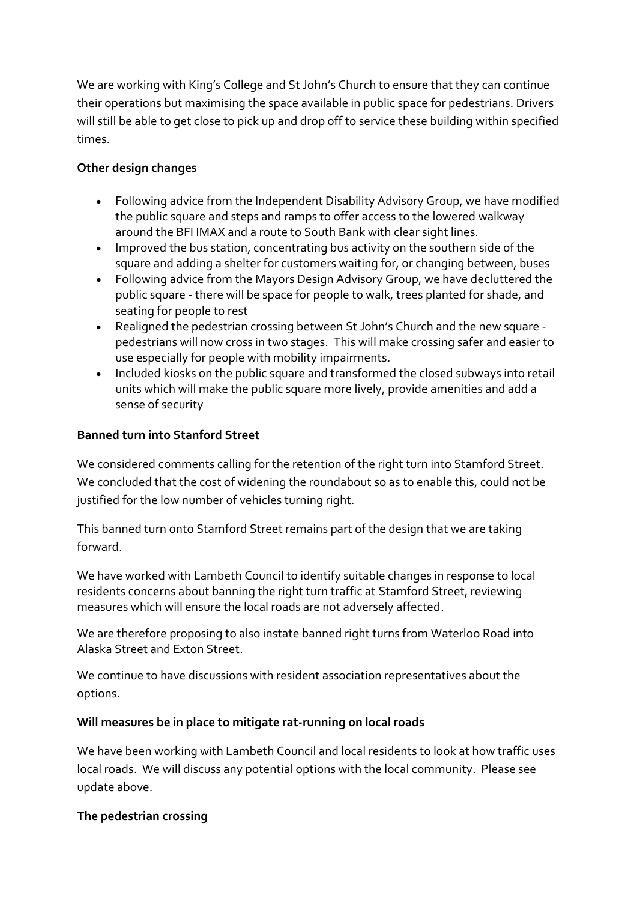We are working with King's College and St John's Church to ensure that they can continue their operations but maximising the space available in public space for pedestrians. Drivers will still be able to get close to pick up and drop off to service these building within specified times.

**Other design changes**

- Following advice from the Independent Disability Advisory Group, we have modified the public square and steps and ramps to offer access to the lowered walkway around the BFI IMAX and a route to South Bank with clear sight lines.
- Improved the bus station, concentrating bus activity on the southern side of the square and adding a shelter for customers waiting for, or changing between, buses
- Following advice from the Mayors Design Advisory Group, we have decluttered the public square - there will be space for people to walk, trees planted for shade, and seating for people to rest
- Realigned the pedestrian crossing between St John's Church and the new square - pedestrians will now cross in two stages. This will make crossing safer and easier to use especially for people with mobility impairments.
- Included kiosks on the public square and transformed the closed subways into retail units which will make the public square more lively, provide amenities and add a sense of security

**Banned turn into Stanford Street**

We considered comments calling for the retention of the right turn into Stamford Street. We concluded that the cost of widening the roundabout so as to enable this, could not be justified for the low number of vehicles turning right.

This banned turn onto Stamford Street remains part of the design that we are taking forward.

We have worked with Lambeth Council to identify suitable changes in response to local residents concerns about banning the right turn traffic at Stamford Street, reviewing measures which will ensure the local roads are not adversely affected.

We are therefore proposing to also instate banned right turns from Waterloo Road into Alaska Street and Exton Street.

We continue to have discussions with resident association representatives about the options.

**Will measures be in place to mitigate rat-running on local roads**

We have been working with Lambeth Council and local residents to look at how traffic uses local roads. We will discuss any potential options with the local community. Please see update above.

**The pedestrian crossing**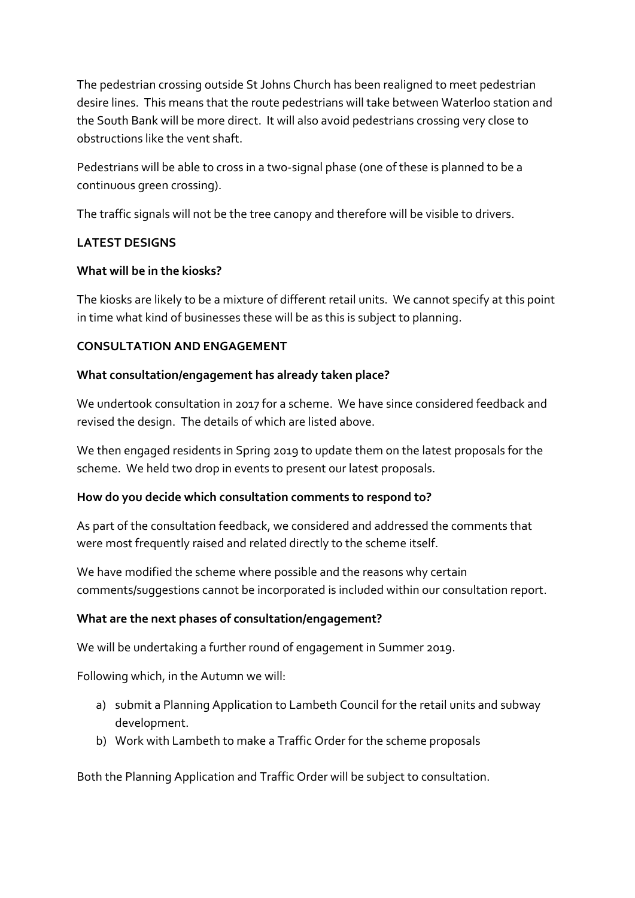The pedestrian crossing outside St Johns Church has been realigned to meet pedestrian desire lines. This means that the route pedestrians will take between Waterloo station and the South Bank will be more direct. It will also avoid pedestrians crossing very close to obstructions like the vent shaft.

Pedestrians will be able to cross in a two-signal phase (one of these is planned to be a continuous green crossing).

The traffic signals will not be the tree canopy and therefore will be visible to drivers.

**LATEST DESIGNS**

**What will be in the kiosks?**

The kiosks are likely to be a mixture of different retail units. We cannot specify at this point in time what kind of businesses these will be as this is subject to planning.

**CONSULTATION AND ENGAGEMENT**

**What consultation/engagement has already taken place?**

We undertook consultation in 2017 for a scheme. We have since considered feedback and revised the design. The details of which are listed above.

We then engaged residents in Spring 2019 to update them on the latest proposals for the scheme. We held two drop in events to present our latest proposals.

**How do you decide which consultation comments to respond to?**

As part of the consultation feedback, we considered and addressed the comments that were most frequently raised and related directly to the scheme itself.

We have modified the scheme where possible and the reasons why certain comments/suggestions cannot be incorporated is included within our consultation report.

**What are the next phases of consultation/engagement?**

We will be undertaking a further round of engagement in Summer 2019.

Following which, in the Autumn we will:

a) submit a Planning Application to Lambeth Council for the retail units and subway development.
b) Work with Lambeth to make a Traffic Order for the scheme proposals

Both the Planning Application and Traffic Order will be subject to consultation.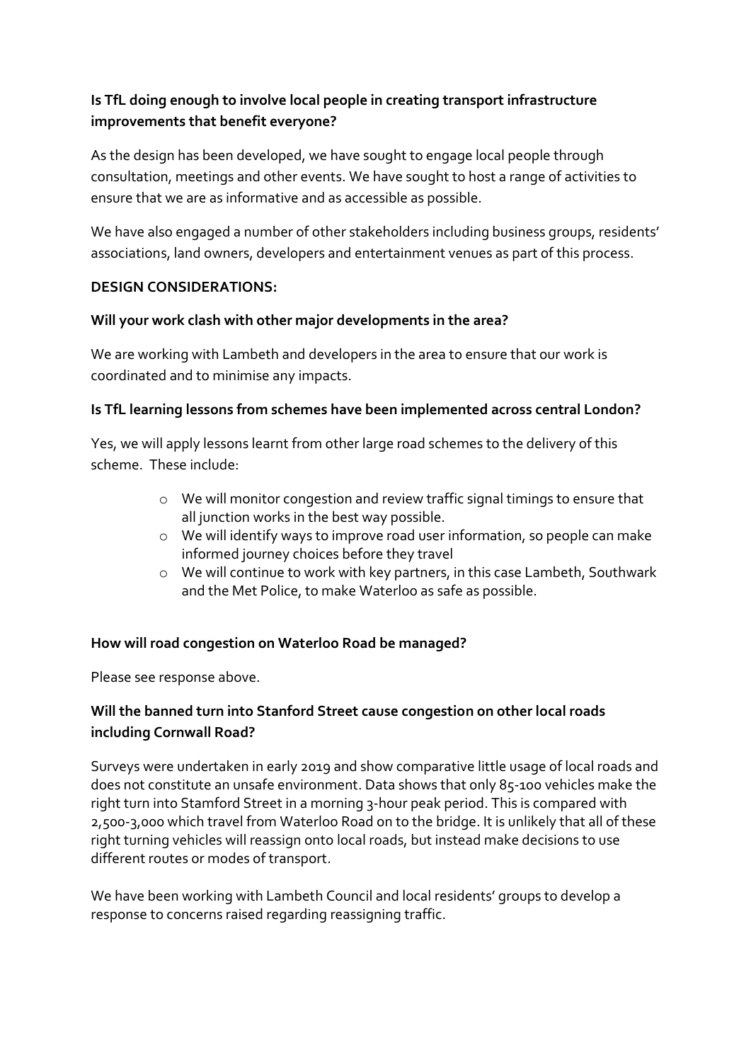**Is TfL doing enough to involve local people in creating transport infrastructure improvements that benefit everyone?**

As the design has been developed, we have sought to engage local people through consultation, meetings and other events. We have sought to host a range of activities to ensure that we are as informative and as accessible as possible.

We have also engaged a number of other stakeholders including business groups, residents' associations, land owners, developers and entertainment venues as part of this process.

**DESIGN CONSIDERATIONS:**

**Will your work clash with other major developments in the area?**

We are working with Lambeth and developers in the area to ensure that our work is coordinated and to minimise any impacts.

**Is TfL learning lessons from schemes have been implemented across central London?**

Yes, we will apply lessons learnt from other large road schemes to the delivery of this scheme. These include:

- We will monitor congestion and review traffic signal timings to ensure that all junction works in the best way possible.
- We will identify ways to improve road user information, so people can make informed journey choices before they travel
- We will continue to work with key partners, in this case Lambeth, Southwark and the Met Police, to make Waterloo as safe as possible.

**How will road congestion on Waterloo Road be managed?**

Please see response above.

**Will the banned turn into Stanford Street cause congestion on other local roads including Cornwall Road?**

Surveys were undertaken in early 2019 and show comparative little usage of local roads and does not constitute an unsafe environment. Data shows that only 85-100 vehicles make the right turn into Stamford Street in a morning 3-hour peak period. This is compared with 2,500-3,000 which travel from Waterloo Road on to the bridge. It is unlikely that all of these right turning vehicles will reassign onto local roads, but instead make decisions to use different routes or modes of transport.

We have been working with Lambeth Council and local residents' groups to develop a response to concerns raised regarding reassigning traffic.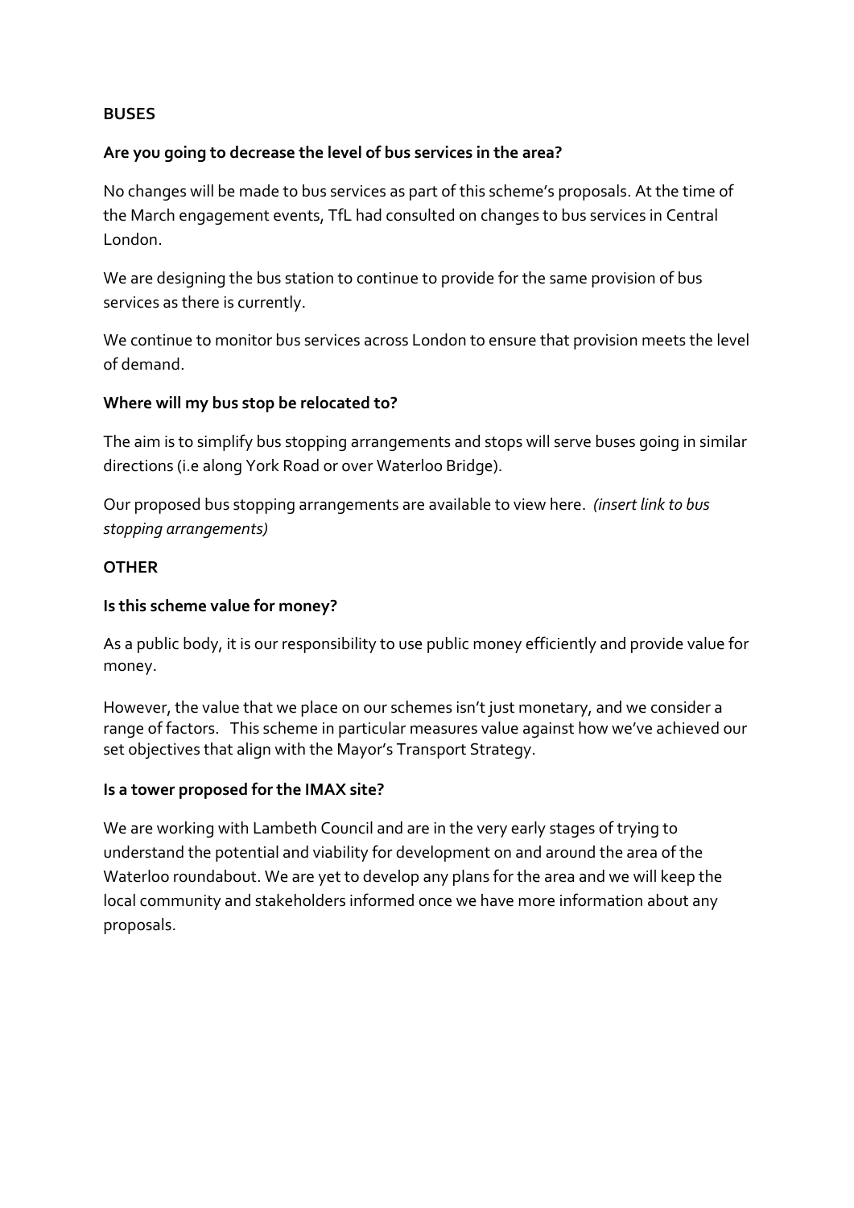**BUSES**

**Are you going to decrease the level of bus services in the area?**

No changes will be made to bus services as part of this scheme's proposals. At the time of the March engagement events, TfL had consulted on changes to bus services in Central London.

We are designing the bus station to continue to provide for the same provision of bus services as there is currently.

We continue to monitor bus services across London to ensure that provision meets the level of demand.

**Where will my bus stop be relocated to?**

The aim is to simplify bus stopping arrangements and stops will serve buses going in similar directions (i.e along York Road or over Waterloo Bridge).

Our proposed bus stopping arrangements are available to view here. *(insert link to bus stopping arrangements)*

**OTHER**

**Is this scheme value for money?**

As a public body, it is our responsibility to use public money efficiently and provide value for money.

However, the value that we place on our schemes isn't just monetary, and we consider a range of factors. This scheme in particular measures value against how we've achieved our set objectives that align with the Mayor's Transport Strategy.

**Is a tower proposed for the IMAX site?**

We are working with Lambeth Council and are in the very early stages of trying to understand the potential and viability for development on and around the area of the Waterloo roundabout. We are yet to develop any plans for the area and we will keep the local community and stakeholders informed once we have more information about any proposals.